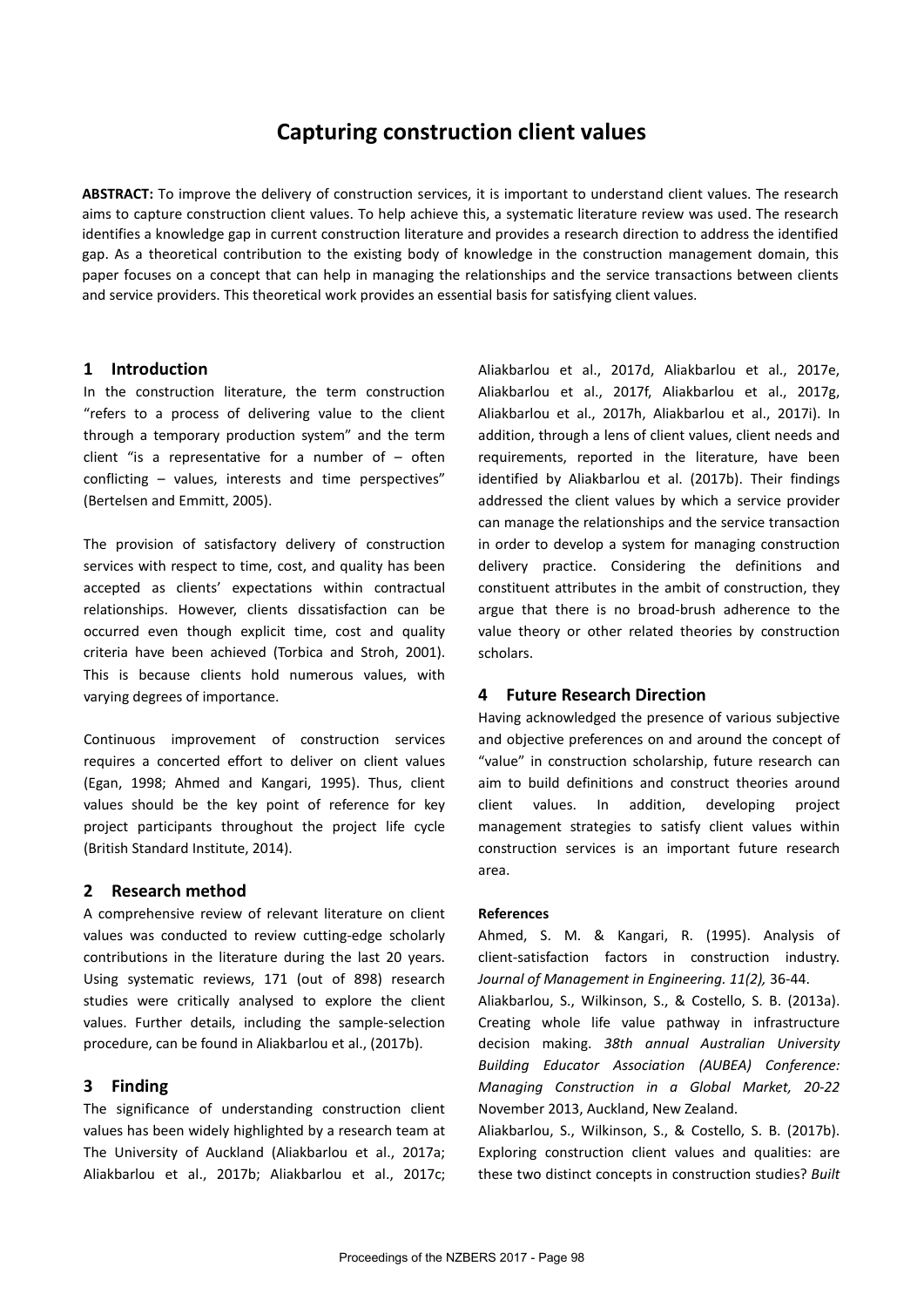# Capturing construction client values

**ABSTRACT:** To improve the delivery of construction services, it is important to understand client values. The research aims to capture construction client values. To help achieve this, a systematic literature review was used. The research identifies a knowledge gap in current construction literature and provides a research direction to address the identified gap. As a theoretical contribution to the existing body of knowledge in the construction management domain, this paper focuses on a concept that can help in managing the relationships and the service transactions between clients and service providers. This theoretical work provides an essential basis for satisfying client values.

## 1 Introduction

In the construction literature, the term construction "refers to a process of delivering value to the client through a temporary production system" and the term client "is a representative for a number of – often conflicting – values, interests and time perspectives" (Bertelsen and Emmitt, 2005).

The provision of satisfactory delivery of construction services with respect to time, cost, and quality has been accepted as clients' expectations within contractual relationships. However, clients dissatisfaction can be occurred even though explicit time, cost and quality criteria have been achieved (Torbica and Stroh, 2001). This is because clients hold numerous values, with varying degrees of importance.

Continuous improvement of construction services requires a concerted effort to deliver on client values (Egan, 1998; Ahmed and Kangari, 1995). Thus, client values should be the key point of reference for key project participants throughout the project life cycle (British Standard Institute, 2014).

## 2 Research method

A comprehensive review of relevant literature on client values was conducted to review cutting-edge scholarly contributions in the literature during the last 20 years. Using systematic reviews, 171 (out of 898) research studies were critically analysed to explore the client values. Further details, including the sample-selection procedure, can be found in Aliakbarlou et al., (2017b).

## 3 Finding

The significance of understanding construction client values has been widely highlighted by a research team at The University of Auckland (Aliakbarlou et al., 2017a; Aliakbarlou et al., 2017b; Aliakbarlou et al., 2017c; Aliakbarlou et al., 2017d, Aliakbarlou et al., 2017e, Aliakbarlou et al., 2017f, Aliakbarlou et al., 2017g, Aliakbarlou et al., 2017h, Aliakbarlou et al., 2017i). In addition, through a lens of client values, client needs and requirements, reported in the literature, have been identified by Aliakbarlou et al. (2017b). Their findings addressed the client values by which a service provider can manage the relationships and the service transaction in order to develop a system for managing construction delivery practice. Considering the definitions and constituent attributes in the ambit of construction, they argue that there is no broad-brush adherence to the value theory or other related theories by construction scholars.

## 4 Future Research Direction

Having acknowledged the presence of various subjective and objective preferences on and around the concept of "value" in construction scholarship, future research can aim to build definitions and construct theories around client values. In addition, developing project management strategies to satisfy client values within construction services is an important future research area.

**References**

Ahmed, S. M. & Kangari, R. (1995). Analysis of client-satisfaction factors in construction industry. *Journal of Management in Engineering. 11(2),* 36-44.

Aliakbarlou, S., Wilkinson, S., & Costello, S. B. (2013a). Creating whole life value pathway in infrastructure decision making. *38th annual Australian University Building Educator Association (AUBEA) Conference: Managing Construction in a Global Market, 20-22* November 2013, Auckland, New Zealand.

Aliakbarlou, S., Wilkinson, S., & Costello, S. B. (2017b). Exploring construction client values and qualities: are these two distinct concepts in construction studies? *Built*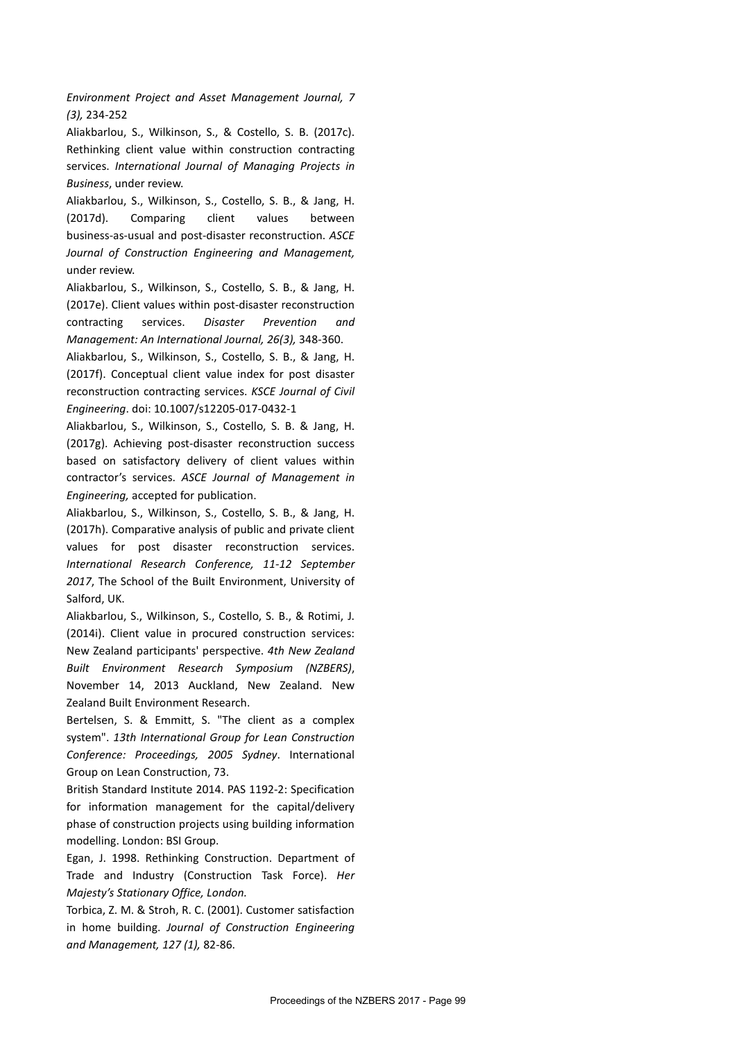*Environment Project and Asset Management Journal, 7 (3),* 234-252

Aliakbarlou, S., Wilkinson, S., & Costello, S. B. (2017c). Rethinking client value within construction contracting services. *International Journal of Managing Projects in Business*, under review.

Aliakbarlou, S., Wilkinson, S., Costello, S. B., & Jang, H. (2017d). Comparing client values between business-as-usual and post-disaster reconstruction. *ASCE Journal of Construction Engineering and Management,* under review.

Aliakbarlou, S., Wilkinson, S., Costello, S. B., & Jang, H. (2017e). Client values within post-disaster reconstruction contracting services. *Disaster Prevention and Management: An International Journal, 26(3),* 348-360.

Aliakbarlou, S., Wilkinson, S., Costello, S. B., & Jang, H. (2017f). Conceptual client value index for post disaster reconstruction contracting services. *KSCE Journal of Civil Engineering*. doi: 10.1007/s12205-017-0432-1

Aliakbarlou, S., Wilkinson, S., Costello, S. B. & Jang, H. (2017g). Achieving post-disaster reconstruction success based on satisfactory delivery of client values within contractor's services. *ASCE Journal of Management in Engineering,* accepted for publication.

Aliakbarlou, S., Wilkinson, S., Costello, S. B., & Jang, H. (2017h). Comparative analysis of public and private client values for post disaster reconstruction services. *International Research Conference, 11-12 September 2017*, The School of the Built Environment, University of Salford, UK.

Aliakbarlou, S., Wilkinson, S., Costello, S. B., & Rotimi, J. (2014i). Client value in procured construction services: New Zealand participants' perspective. *4th New Zealand Built Environment Research Symposium (NZBERS)*, November 14, 2013 Auckland, New Zealand. New Zealand Built Environment Research.

Bertelsen, S. & Emmitt, S. "The client as a complex system". *13th International Group for Lean Construction Conference: Proceedings, 2005 Sydney*. International Group on Lean Construction, 73.

British Standard Institute 2014. PAS 1192-2: Specification for information management for the capital/delivery phase of construction projects using building information modelling. London: BSI Group.

Egan, J. 1998. Rethinking Construction. Department of Trade and Industry (Construction Task Force). *Her Majesty's Stationary Office, London.*

Torbica, Z. M. & Stroh, R. C. (2001). Customer satisfaction in home building. *Journal of Construction Engineering and Management, 127 (1),* 82-86.